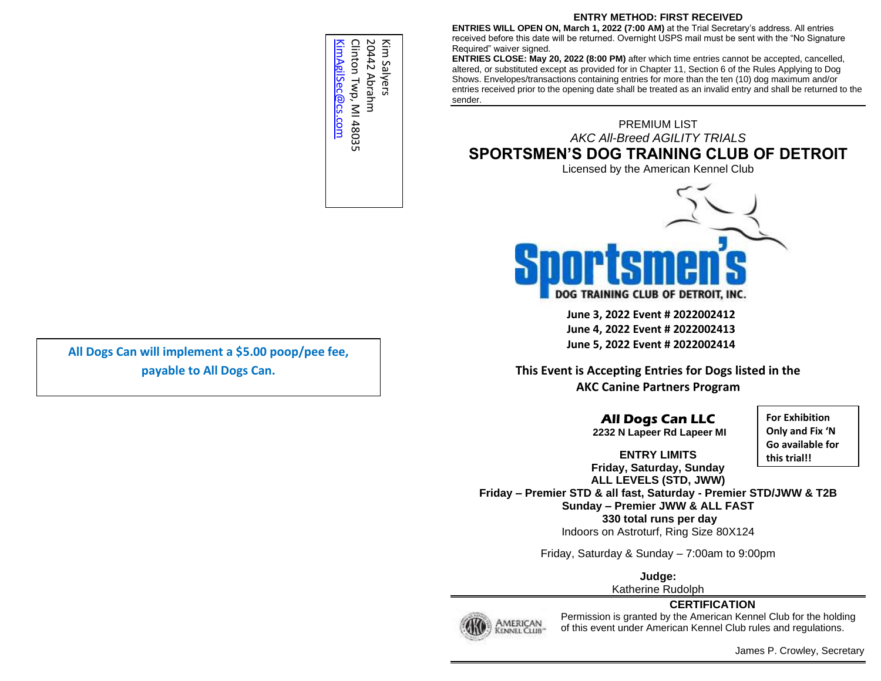Kim Salyers
20442 Abrahm
Clinton Twp, MI 48035
KimAgilSec@cs.com

**All Dogs Can will implement a $5.00 poop/pee fee, payable to All Dogs Can.**

**ENTRY METHOD: FIRST RECEIVED**

**ENTRIES WILL OPEN ON, March 1, 2022 (7:00 AM)** at the Trial Secretary's address. All entries received before this date will be returned. Overnight USPS mail must be sent with the "No Signature Required" waiver signed.

**ENTRIES CLOSE: May 20, 2022 (8:00 PM)** after which time entries cannot be accepted, cancelled, altered, or substituted except as provided for in Chapter 11, Section 6 of the Rules Applying to Dog Shows. Envelopes/transactions containing entries for more than the ten (10) dog maximum and/or entries received prior to the opening date shall be treated as an invalid entry and shall be returned to the sender.

PREMIUM LIST

*AKC All-Breed AGILITY TRIALS*

# SPORTSMEN'S DOG TRAINING CLUB OF DETROIT

Licensed by the American Kennel Club

Sportsmen's DOG TRAINING CLUB OF DETROIT, INC.

**June 3, 2022 Event # 2022002412**
**June 4, 2022 Event # 2022002413**
**June 5, 2022 Event # 2022002414**

**This Event is Accepting Entries for Dogs listed in the AKC Canine Partners Program**

***All Dogs Can LLC***
**2232 N Lapeer Rd Lapeer MI**

**For Exhibition Only and Fix 'N Go available for this trial!!**

**ENTRY LIMITS**
**Friday, Saturday, Sunday**
**ALL LEVELS (STD, JWW)**
**Friday – Premier STD & all fast, Saturday - Premier STD/JWW & T2B**
**Sunday – Premier JWW & ALL FAST**
**330 total runs per day**
Indoors on Astroturf, Ring Size 80X124

Friday, Saturday & Sunday – 7:00am to 9:00pm

**Judge:**
Katherine Rudolph

**CERTIFICATION**

AMERICAN KENNEL CLUB

Permission is granted by the American Kennel Club for the holding of this event under American Kennel Club rules and regulations.

James P. Crowley, Secretary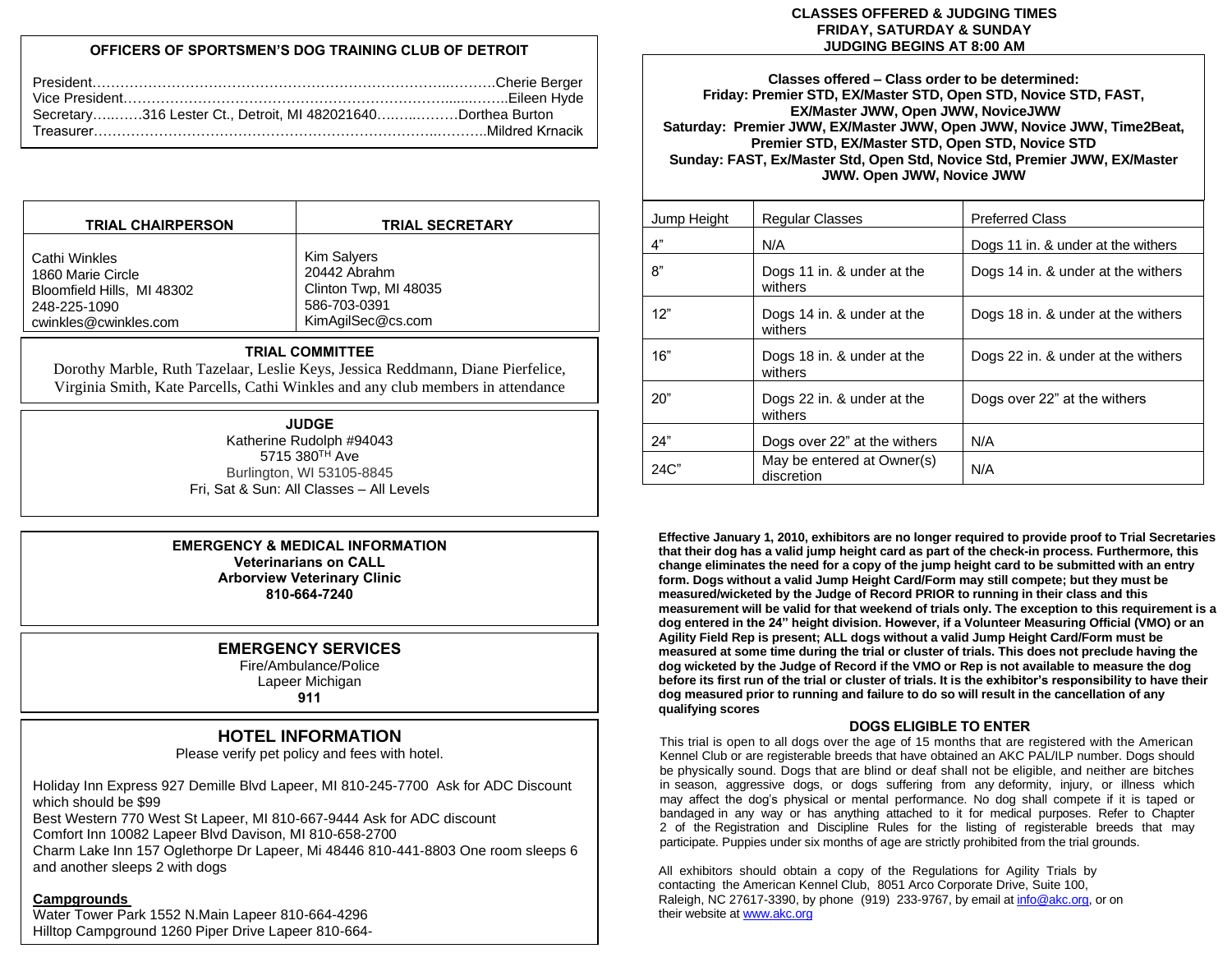## OFFICERS OF SPORTSMEN'S DOG TRAINING CLUB OF DETROIT

President……………………………………………………………………..……….Cherie Berger
Vice President…………………………………………………………………......……..Eileen Hyde
Secretary…..……316 Lester Ct., Detroit, MI 482021640……..………Dorthea Burton
Treasurer…………………………………………………………………..………..Mildred Krnacik

| TRIAL CHAIRPERSON | TRIAL SECRETARY |
|---|---|
| Cathi Winkles<br>1860 Marie Circle<br>Bloomfield Hills, MI 48302<br>248-225-1090<br>cwinkles@cwinkles.com | Kim Salyers<br>20442 Abrahm<br>Clinton Twp, MI 48035<br>586-703-0391<br>KimAgilSec@cs.com |

### TRIAL COMMITTEE

Dorothy Marble, Ruth Tazelaar, Leslie Keys, Jessica Reddmann, Diane Pierfelice, Virginia Smith, Kate Parcells, Cathi Winkles and any club members in attendance

### JUDGE

Katherine Rudolph #94043
5715 380TH Ave
Burlington, WI 53105-8845
Fri, Sat & Sun: All Classes – All Levels

### EMERGENCY & MEDICAL INFORMATION

**Veterinarians on CALL**
**Arborview Veterinary Clinic**
**810-664-7240**

### EMERGENCY SERVICES

Fire/Ambulance/Police
Lapeer Michigan
**911**

## HOTEL INFORMATION

Please verify pet policy and fees with hotel.

Holiday Inn Express 927 Demille Blvd Lapeer, MI 810-245-7700 Ask for ADC Discount which should be $99
Best Western 770 West St Lapeer, MI 810-667-9444 Ask for ADC discount
Comfort Inn 10082 Lapeer Blvd Davison, MI 810-658-2700
Charm Lake Inn 157 Oglethorpe Dr Lapeer, Mi 48446 810-441-8803 One room sleeps 6 and another sleeps 2 with dogs

**Campgrounds**
Water Tower Park 1552 N.Main Lapeer 810-664-4296
Hilltop Campground 1260 Piper Drive Lapeer 810-664-

## CLASSES OFFERED & JUDGING TIMES
## FRIDAY, SATURDAY & SUNDAY
## JUDGING BEGINS AT 8:00 AM

**Classes offered – Class order to be determined:**
**Friday: Premier STD, EX/Master STD, Open STD, Novice STD, FAST, EX/Master JWW, Open JWW, NoviceJWW**
**Saturday: Premier JWW, EX/Master JWW, Open JWW, Novice JWW, Time2Beat, Premier STD, EX/Master STD, Open STD, Novice STD**
**Sunday: FAST, Ex/Master Std, Open Std, Novice Std, Premier JWW, EX/Master JWW. Open JWW, Novice JWW**

| Jump Height | Regular Classes | Preferred Class |
|---|---|---|
| 4" | N/A | Dogs 11 in. & under at the withers |
| 8" | Dogs 11 in. & under at the withers | Dogs 14 in. & under at the withers |
| 12" | Dogs 14 in. & under at the withers | Dogs 18 in. & under at the withers |
| 16" | Dogs 18 in. & under at the withers | Dogs 22 in. & under at the withers |
| 20" | Dogs 22 in. & under at the withers | Dogs over 22" at the withers |
| 24" | Dogs over 22" at the withers | N/A |
| 24C" | May be entered at Owner(s) discretion | N/A |

**Effective January 1, 2010, exhibitors are no longer required to provide proof to Trial Secretaries that their dog has a valid jump height card as part of the check-in process. Furthermore, this change eliminates the need for a copy of the jump height card to be submitted with an entry form. Dogs without a valid Jump Height Card/Form may still compete; but they must be measured/wicketed by the Judge of Record PRIOR to running in their class and this measurement will be valid for that weekend of trials only. The exception to this requirement is a dog entered in the 24" height division. However, if a Volunteer Measuring Official (VMO) or an Agility Field Rep is present; ALL dogs without a valid Jump Height Card/Form must be measured at some time during the trial or cluster of trials. This does not preclude having the dog wicketed by the Judge of Record if the VMO or Rep is not available to measure the dog before its first run of the trial or cluster of trials. It is the exhibitor's responsibility to have their dog measured prior to running and failure to do so will result in the cancellation of any qualifying scores**

### DOGS ELIGIBLE TO ENTER

This trial is open to all dogs over the age of 15 months that are registered with the American Kennel Club or are registerable breeds that have obtained an AKC PAL/ILP number. Dogs should be physically sound. Dogs that are blind or deaf shall not be eligible, and neither are bitches in season, aggressive dogs, or dogs suffering from any deformity, injury, or illness which may affect the dog's physical or mental performance. No dog shall compete if it is taped or bandaged in any way or has anything attached to it for medical purposes. Refer to Chapter 2 of the Registration and Discipline Rules for the listing of registerable breeds that may participate. Puppies under six months of age are strictly prohibited from the trial grounds.

All exhibitors should obtain a copy of the Regulations for Agility Trials by contacting the American Kennel Club, 8051 Arco Corporate Drive, Suite 100, Raleigh, NC 27617-3390, by phone (919) 233-9767, by email at info@akc.org, or on their website at www.akc.org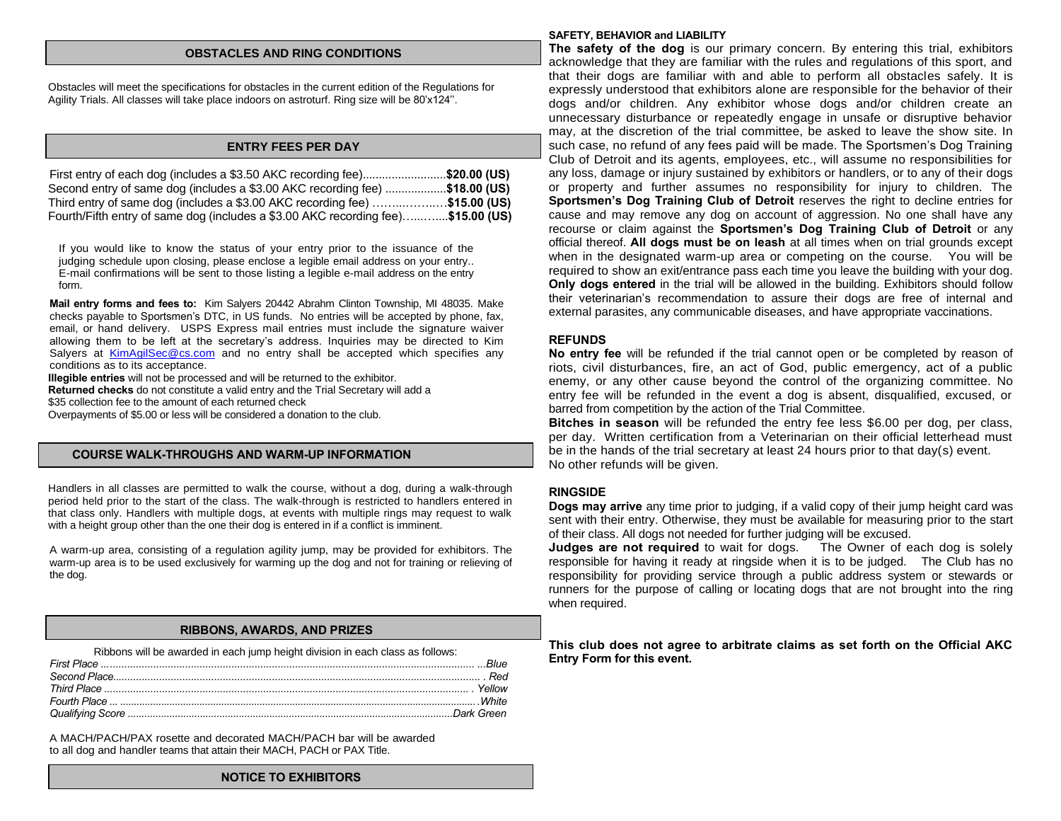## OBSTACLES AND RING CONDITIONS

Obstacles will meet the specifications for obstacles in the current edition of the Regulations for Agility Trials. All classes will take place indoors on astroturf. Ring size will be 80'x124''.

## ENTRY FEES PER DAY

First entry of each dog (includes a $3.50 AKC recording fee)..........................**$20.00 (US)**
Second entry of same dog (includes a $3.00 AKC recording fee) ..................**$18.00 (US)**
Third entry of same dog (includes a $3.00 AKC recording fee) ……...……..…**$15.00 (US)**
Fourth/Fifth entry of same dog (includes a $3.00 AKC recording fee)…...…....**$15.00 (US)**

If you would like to know the status of your entry prior to the issuance of the judging schedule upon closing, please enclose a legible email address on your entry.. E-mail confirmations will be sent to those listing a legible e-mail address on the entry form.

**Mail entry forms and fees to:** Kim Salyers 20442 Abrahm Clinton Township, MI 48035. Make checks payable to Sportsmen's DTC, in US funds. No entries will be accepted by phone, fax, email, or hand delivery. USPS Express mail entries must include the signature waiver allowing them to be left at the secretary's address. Inquiries may be directed to Kim Salyers at KimAgilSec@cs.com and no entry shall be accepted which specifies any conditions as to its acceptance.

**Illegible entries** will not be processed and will be returned to the exhibitor.
**Returned checks** do not constitute a valid entry and the Trial Secretary will add a $35 collection fee to the amount of each returned check
Overpayments of $5.00 or less will be considered a donation to the club.

## COURSE WALK-THROUGHS AND WARM-UP INFORMATION

Handlers in all classes are permitted to walk the course, without a dog, during a walk-through period held prior to the start of the class. The walk-through is restricted to handlers entered in that class only. Handlers with multiple dogs, at events with multiple rings may request to walk with a height group other than the one their dog is entered in if a conflict is imminent.

A warm-up area, consisting of a regulation agility jump, may be provided for exhibitors. The warm-up area is to be used exclusively for warming up the dog and not for training or relieving of the dog.

## RIBBONS, AWARDS, AND PRIZES

Ribbons will be awarded in each jump height division in each class as follows:

*First Place* ........................................................................................................... ...*Blue*
*Second Place*.......................................................................................................... . *Red*
*Third Place* ........................................................................................................... . *Yellow*
*Fourth Place* ... ......................................................................................................*White*
*Qualifying Score* .............................................................................................*Dark Green*

A MACH/PACH/PAX rosette and decorated MACH/PACH bar will be awarded to all dog and handler teams that attain their MACH, PACH or PAX Title.

## NOTICE TO EXHIBITORS

### SAFETY, BEHAVIOR and LIABILITY

**The safety of the dog** is our primary concern. By entering this trial, exhibitors acknowledge that they are familiar with the rules and regulations of this sport, and that their dogs are familiar with and able to perform all obstacles safely. It is expressly understood that exhibitors alone are responsible for the behavior of their dogs and/or children. Any exhibitor whose dogs and/or children create an unnecessary disturbance or repeatedly engage in unsafe or disruptive behavior may, at the discretion of the trial committee, be asked to leave the show site. In such case, no refund of any fees paid will be made. The Sportsmen's Dog Training Club of Detroit and its agents, employees, etc., will assume no responsibilities for any loss, damage or injury sustained by exhibitors or handlers, or to any of their dogs or property and further assumes no responsibility for injury to children. The **Sportsmen's Dog Training Club of Detroit** reserves the right to decline entries for cause and may remove any dog on account of aggression. No one shall have any recourse or claim against the **Sportsmen's Dog Training Club of Detroit** or any official thereof. **All dogs must be on leash** at all times when on trial grounds except when in the designated warm-up area or competing on the course. You will be required to show an exit/entrance pass each time you leave the building with your dog. **Only dogs entered** in the trial will be allowed in the building. Exhibitors should follow their veterinarian's recommendation to assure their dogs are free of internal and external parasites, any communicable diseases, and have appropriate vaccinations.

### REFUNDS

**No entry fee** will be refunded if the trial cannot open or be completed by reason of riots, civil disturbances, fire, an act of God, public emergency, act of a public enemy, or any other cause beyond the control of the organizing committee. No entry fee will be refunded in the event a dog is absent, disqualified, excused, or barred from competition by the action of the Trial Committee.

**Bitches in season** will be refunded the entry fee less $6.00 per dog, per class, per day. Written certification from a Veterinarian on their official letterhead must be in the hands of the trial secretary at least 24 hours prior to that day(s) event.
No other refunds will be given.

### RINGSIDE

**Dogs may arrive** any time prior to judging, if a valid copy of their jump height card was sent with their entry. Otherwise, they must be available for measuring prior to the start of their class. All dogs not needed for further judging will be excused.

**Judges are not required** to wait for dogs. The Owner of each dog is solely responsible for having it ready at ringside when it is to be judged. The Club has no responsibility for providing service through a public address system or stewards or runners for the purpose of calling or locating dogs that are not brought into the ring when required.

**This club does not agree to arbitrate claims as set forth on the Official AKC Entry Form for this event.**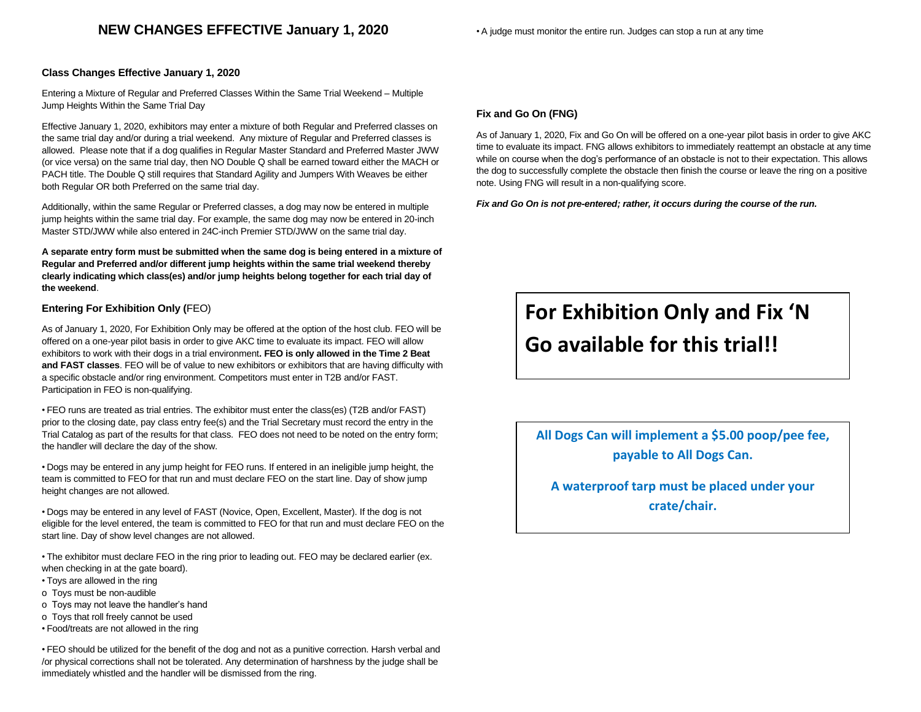## NEW CHANGES EFFECTIVE January 1, 2020

### Class Changes Effective January 1, 2020

Entering a Mixture of Regular and Preferred Classes Within the Same Trial Weekend – Multiple Jump Heights Within the Same Trial Day

Effective January 1, 2020, exhibitors may enter a mixture of both Regular and Preferred classes on the same trial day and/or during a trial weekend. Any mixture of Regular and Preferred classes is allowed. Please note that if a dog qualifies in Regular Master Standard and Preferred Master JWW (or vice versa) on the same trial day, then NO Double Q shall be earned toward either the MACH or PACH title. The Double Q still requires that Standard Agility and Jumpers With Weaves be either both Regular OR both Preferred on the same trial day.

Additionally, within the same Regular or Preferred classes, a dog may now be entered in multiple jump heights within the same trial day. For example, the same dog may now be entered in 20-inch Master STD/JWW while also entered in 24C-inch Premier STD/JWW on the same trial day.

**A separate entry form must be submitted when the same dog is being entered in a mixture of Regular and Preferred and/or different jump heights within the same trial weekend thereby clearly indicating which class(es) and/or jump heights belong together for each trial day of the weekend**.

### Entering For Exhibition Only (FEO)

As of January 1, 2020, For Exhibition Only may be offered at the option of the host club. FEO will be offered on a one-year pilot basis in order to give AKC time to evaluate its impact. FEO will allow exhibitors to work with their dogs in a trial environment**. FEO is only allowed in the Time 2 Beat and FAST classes**. FEO will be of value to new exhibitors or exhibitors that are having difficulty with a specific obstacle and/or ring environment. Competitors must enter in T2B and/or FAST. Participation in FEO is non-qualifying.

- FEO runs are treated as trial entries. The exhibitor must enter the class(es) (T2B and/or FAST) prior to the closing date, pay class entry fee(s) and the Trial Secretary must record the entry in the Trial Catalog as part of the results for that class. FEO does not need to be noted on the entry form; the handler will declare the day of the show.

- Dogs may be entered in any jump height for FEO runs. If entered in an ineligible jump height, the team is committed to FEO for that run and must declare FEO on the start line. Day of show jump height changes are not allowed.

- Dogs may be entered in any level of FAST (Novice, Open, Excellent, Master). If the dog is not eligible for the level entered, the team is committed to FEO for that run and must declare FEO on the start line. Day of show level changes are not allowed.

- The exhibitor must declare FEO in the ring prior to leading out. FEO may be declared earlier (ex. when checking in at the gate board).
- Toys are allowed in the ring
  - o Toys must be non-audible
  - o Toys may not leave the handler's hand
  - o Toys that roll freely cannot be used
- Food/treats are not allowed in the ring

- FEO should be utilized for the benefit of the dog and not as a punitive correction. Harsh verbal and /or physical corrections shall not be tolerated. Any determination of harshness by the judge shall be immediately whistled and the handler will be dismissed from the ring.

- A judge must monitor the entire run. Judges can stop a run at any time

### Fix and Go On (FNG)

As of January 1, 2020, Fix and Go On will be offered on a one-year pilot basis in order to give AKC time to evaluate its impact. FNG allows exhibitors to immediately reattempt an obstacle at any time while on course when the dog's performance of an obstacle is not to their expectation. This allows the dog to successfully complete the obstacle then finish the course or leave the ring on a positive note. Using FNG will result in a non-qualifying score.

***Fix and Go On is not pre-entered; rather, it occurs during the course of the run.***

# For Exhibition Only and Fix 'N Go available for this trial!!

**All Dogs Can will implement a $5.00 poop/pee fee, payable to All Dogs Can.**

**A waterproof tarp must be placed under your crate/chair.**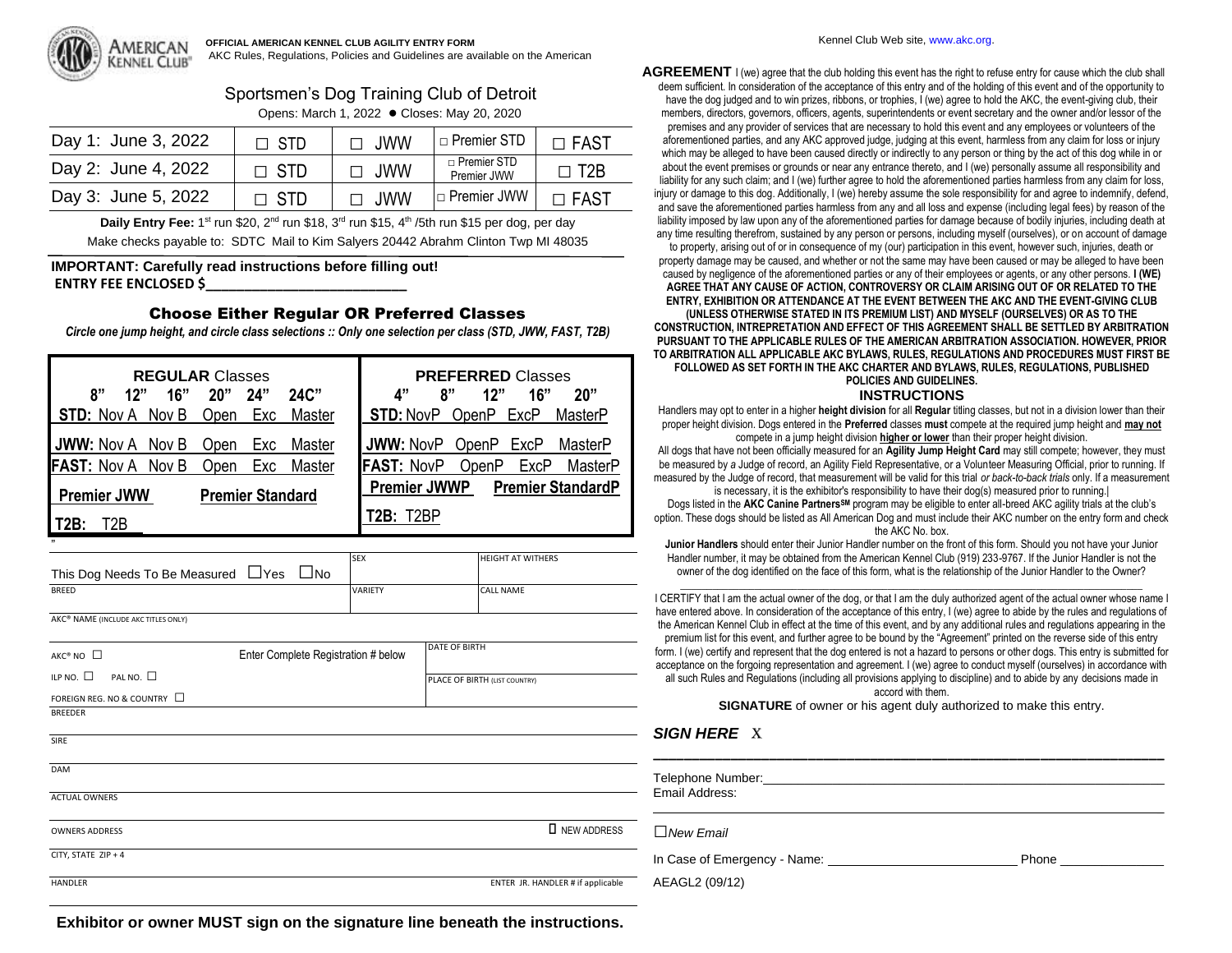**OFFICIAL AMERICAN KENNEL CLUB AGILITY ENTRY FORM**
AKC Rules, Regulations, Policies and Guidelines are available on the American Kennel Club Web site, www.akc.org.

## Sportsmen's Dog Training Club of Detroit

Opens: March 1, 2022 ● Closes: May 20, 2020

| | | | | |
|---|---|---|---|---|
| Day 1: June 3, 2022 | ☐ STD | ☐ JWW | ☐ Premier STD | ☐ FAST |
| Day 2: June 4, 2022 | ☐ STD | ☐ JWW | ☐ Premier STD Premier JWW | ☐ T2B |
| Day 3: June 5, 2022 | ☐ STD | ☐ JWW | ☐ Premier JWW | ☐ FAST |

**Daily Entry Fee:** 1st run $20, 2nd run $18, 3rd run $15, 4th /5th run $15 per dog, per day

Make checks payable to: SDTC Mail to Kim Salyers 20442 Abrahm Clinton Twp MI 48035

**IMPORTANT: Carefully read instructions before filling out!**

**ENTRY FEE ENCLOSED $\_\_\_\_\_\_\_\_\_\_\_\_\_\_\_\_\_\_\_\_\_\_\_\_\_\_**

### Choose Either Regular OR Preferred Classes

*Circle one jump height, and circle class selections :: Only one selection per class (STD, JWW, FAST, T2B)*

| REGULAR Classes | PREFERRED Classes |
|---|---|
| 8" 12" 16" 20" 24" 24C" | 4" 8" 12" 16" 20" |
| **STD:** Nov A Nov B Open Exc Master | **STD:** NovP OpenP ExcP MasterP |
| **JWW:** Nov A Nov B Open Exc Master | **JWW:** NovP OpenP ExcP MasterP |
| **FAST:** Nov A Nov B Open Exc Master | **FAST:** NovP OpenP ExcP MasterP |
| **Premier JWW** **Premier Standard** | **Premier JWWP** **Premier StandardP** |
| **T2B:** T2B | **T2B:** T2BP |

This Dog Needs To Be Measured ☐Yes ☐No | SEX | HEIGHT AT WITHERS

BREED | VARIETY | CALL NAME

AKC® NAME (INCLUDE AKC TITLES ONLY)

AKC® NO ☐ Enter Complete Registration # below | DATE OF BIRTH

ILP NO. ☐ PAL NO. ☐ | PLACE OF BIRTH (LIST COUNTRY)

FOREIGN REG. NO & COUNTRY ☐

BREEDER

SIRE

DAM

ACTUAL OWNERS

OWNERS ADDRESS ☐ NEW ADDRESS

CITY, STATE ZIP + 4

HANDLER ENTER JR. HANDLER # if applicable

**Exhibitor or owner MUST sign on the signature line beneath the instructions.**

**AGREEMENT** I (we) agree that the club holding this event has the right to refuse entry for cause which the club shall deem sufficient. In consideration of the acceptance of this entry and of the holding of this event and of the opportunity to have the dog judged and to win prizes, ribbons, or trophies, I (we) agree to hold the AKC, the event-giving club, their members, directors, governors, officers, agents, superintendents or event secretary and the owner and/or lessor of the premises and any provider of services that are necessary to hold this event and any employees or volunteers of the aforementioned parties, and any AKC approved judge, judging at this event, harmless from any claim for loss or injury which may be alleged to have been caused directly or indirectly to any person or thing by the act of this dog while in or about the event premises or grounds or near any entrance thereto, and I (we) personally assume all responsibility and liability for any such claim; and I (we) further agree to hold the aforementioned parties harmless from any claim for loss, injury or damage to this dog. Additionally, I (we) hereby assume the sole responsibility for and agree to indemnify, defend, and save the aforementioned parties harmless from any and all loss and expense (including legal fees) by reason of the liability imposed by law upon any of the aforementioned parties for damage because of bodily injuries, including death at any time resulting therefrom, sustained by any person or persons, including myself (ourselves), or on account of damage to property, arising out of or in consequence of my (our) participation in this event, however such, injuries, death or property damage may be caused, and whether or not the same may have been caused or may be alleged to have been caused by negligence of the aforementioned parties or any of their employees or agents, or any other persons. **I (WE) AGREE THAT ANY CAUSE OF ACTION, CONTROVERSY OR CLAIM ARISING OUT OF OR RELATED TO THE ENTRY, EXHIBITION OR ATTENDANCE AT THE EVENT BETWEEN THE AKC AND THE EVENT-GIVING CLUB (UNLESS OTHERWISE STATED IN ITS PREMIUM LIST) AND MYSELF (OURSELVES) OR AS TO THE CONSTRUCTION, INTREPRETATION AND EFFECT OF THIS AGREEMENT SHALL BE SETTLED BY ARBITRATION PURSUANT TO THE APPLICABLE RULES OF THE AMERICAN ARBITRATION ASSOCIATION. HOWEVER, PRIOR TO ARBITRATION ALL APPLICABLE AKC BYLAWS, RULES, REGULATIONS AND PROCEDURES MUST FIRST BE FOLLOWED AS SET FORTH IN THE AKC CHARTER AND BYLAWS, RULES, REGULATIONS, PUBLISHED POLICIES AND GUIDELINES.**

### INSTRUCTIONS

Handlers may opt to enter in a higher **height division** for all **Regular** titling classes, but not in a division lower than their proper height division. Dogs entered in the **Preferred** classes **must** compete at the required jump height and **may not** compete in a jump height division **higher or lower** than their proper height division.

All dogs that have not been officially measured for an **Agility Jump Height Card** may still compete; however, they must be measured by a Judge of record, an Agility Field Representative, or a Volunteer Measuring Official, prior to running. If measured by the Judge of record, that measurement will be valid for this trial *or back-to-back trials* only. If a measurement is necessary, it is the exhibitor's responsibility to have their dog(s) measured prior to running.|

Dogs listed in the **AKC Canine Partners**SM program may be eligible to enter all-breed AKC agility trials at the club's option. These dogs should be listed as All American Dog and must include their AKC number on the entry form and check the AKC No. box.

**Junior Handlers** should enter their Junior Handler number on the front of this form. Should you not have your Junior Handler number, it may be obtained from the American Kennel Club (919) 233-9767. If the Junior Handler is not the owner of the dog identified on the face of this form, what is the relationship of the Junior Handler to the Owner?

\_\_\_\_\_\_\_\_\_\_\_\_\_\_\_\_\_\_\_\_\_\_\_\_\_\_\_\_\_\_\_\_\_\_\_\_\_\_\_\_\_\_\_\_

I CERTIFY that I am the actual owner of the dog, or that I am the duly authorized agent of the actual owner whose name I have entered above. In consideration of the acceptance of this entry, I (we) agree to abide by the rules and regulations of the American Kennel Club in effect at the time of this event, and by any additional rules and regulations appearing in the premium list for this event, and further agree to be bound by the "Agreement" printed on the reverse side of this entry form. I (we) certify and represent that the dog entered is not a hazard to persons or other dogs. This entry is submitted for acceptance on the forgoing representation and agreement. I (we) agree to conduct myself (ourselves) in accordance with all such Rules and Regulations (including all provisions applying to discipline) and to abide by any decisions made in accord with them.

**SIGNATURE** of owner or his agent duly authorized to make this entry.

***SIGN HERE*** X \_\_\_\_\_\_\_\_\_\_\_\_\_\_\_\_\_\_\_\_\_\_\_\_\_\_\_\_\_\_\_\_\_\_\_\_\_\_\_\_\_\_\_\_

Telephone Number:\_\_\_\_\_\_\_\_\_\_\_\_\_\_\_\_\_\_\_\_\_\_\_\_\_\_\_\_\_\_\_\_\_\_\_\_

Email Address: \_\_\_\_\_\_\_\_\_\_\_\_\_\_\_\_\_\_\_\_\_\_\_\_\_\_\_\_\_\_\_\_\_\_\_\_

☐*New Email*

In Case of Emergency - Name: \_\_\_\_\_\_\_\_\_\_\_\_\_\_\_\_\_\_\_\_\_\_\_\_\_\_ Phone \_\_\_\_\_\_\_\_\_\_\_\_\_\_

AEAGL2 (09/12)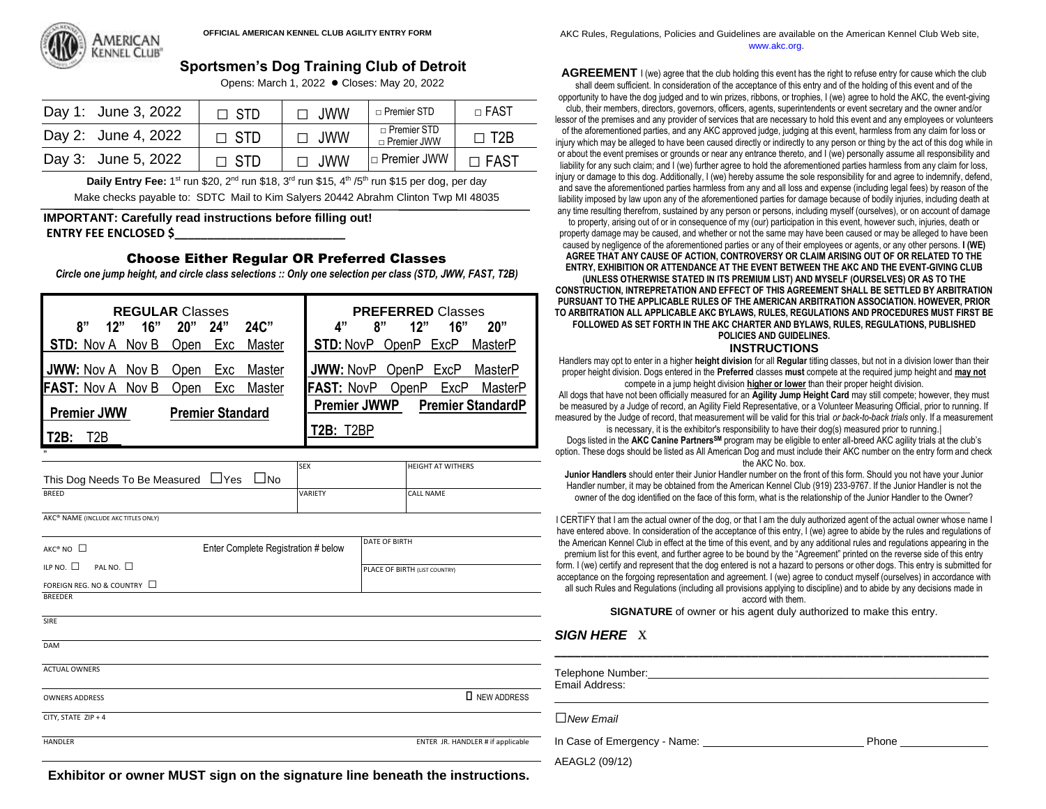AMERICAN KENNEL CLUB

**OFFICIAL AMERICAN KENNEL CLUB AGILITY ENTRY FORM**

## Sportsmen's Dog Training Club of Detroit

Opens: March 1, 2022 ● Closes: May 20, 2022

| | | | | |
|---|---|---|---|---|
| Day 1: June 3, 2022 | ☐ STD | ☐ JWW | □ Premier STD | □ FAST |
| Day 2: June 4, 2022 | ☐ STD | ☐ JWW | □ Premier STD □ Premier JWW | ☐ T2B |
| Day 3: June 5, 2022 | ☐ STD | ☐ JWW | □ Premier JWW | ☐ FAST |

**Daily Entry Fee:** 1st run $20, 2nd run $18, 3rd run $15, 4th /5th run $15 per dog, per day

Make checks payable to: SDTC Mail to Kim Salyers 20442 Abrahm Clinton Twp MI 48035

**IMPORTANT: Carefully read instructions before filling out!**

**ENTRY FEE ENCLOSED $___________________________**

### Choose Either Regular OR Preferred Classes

*Circle one jump height, and circle class selections :: Only one selection per class (STD, JWW, FAST, T2B)*

| REGULAR Classes | PREFERRED Classes |
|---|---|
| 8" 12" 16" 20" 24" 24C" | 4" 8" 12" 16" 20" |
| **STD:** Nov A Nov B Open Exc Master | **STD:** NovP OpenP ExcP MasterP |
| **JWW:** Nov A Nov B Open Exc Master | **JWW:** NovP OpenP ExcP MasterP |
| **FAST:** Nov A Nov B Open Exc Master | **FAST:** NovP OpenP ExcP MasterP |
| **Premier JWW** **Premier Standard** | **Premier JWWP** **Premier StandardP** |
| **T2B:** T2B | **T2B:** T2BP |

| | | |
|---|---|---|
| This Dog Needs To Be Measured ☐Yes ☐No | SEX | HEIGHT AT WITHERS |
| BREED | VARIETY | CALL NAME |
| AKC® NAME (INCLUDE AKC TITLES ONLY) | | |
| AKC® NO ☐ Enter Complete Registration # below | DATE OF BIRTH | |
| ILP NO. ☐ PAL NO. ☐ | PLACE OF BIRTH (LIST COUNTRY) | |
| FOREIGN REG. NO & COUNTRY ☐ | | |
| BREEDER | | |
| SIRE | | |
| DAM | | |
| ACTUAL OWNERS | | |
| OWNERS ADDRESS | | ☐ NEW ADDRESS |
| CITY, STATE ZIP + 4 | | |
| HANDLER | | ENTER JR. HANDLER # if applicable |

**Exhibitor or owner MUST sign on the signature line beneath the instructions.**

AKC Rules, Regulations, Policies and Guidelines are available on the American Kennel Club Web site, www.akc.org.

**AGREEMENT** I (we) agree that the club holding this event has the right to refuse entry for cause which the club shall deem sufficient. In consideration of the acceptance of this entry and of the holding of this event and of the opportunity to have the dog judged and to win prizes, ribbons, or trophies, I (we) agree to hold the AKC, the event-giving club, their members, directors, governors, officers, agents, superintendents or event secretary and the owner and/or lessor of the premises and any provider of services that are necessary to hold this event and any employees or volunteers of the aforementioned parties, and any AKC approved judge, judging at this event, harmless from any claim for loss or injury which may be alleged to have been caused directly or indirectly to any person or thing by the act of this dog while in or about the event premises or grounds or near any entrance thereto, and I (we) personally assume all responsibility and liability for any such claim; and I (we) further agree to hold the aforementioned parties harmless from any claim for loss, injury or damage to this dog. Additionally, I (we) hereby assume the sole responsibility for and agree to indemnify, defend, and save the aforementioned parties harmless from any and all loss and expense (including legal fees) by reason of the liability imposed by law upon any of the aforementioned parties for damage because of bodily injuries, including death at any time resulting therefrom, sustained by any person or persons, including myself (ourselves), or on account of damage to property, arising out of or in consequence of my (our) participation in this event, however such, injuries, death or property damage may be caused, and whether or not the same may have been caused or may be alleged to have been caused by negligence of the aforementioned parties or any of their employees or agents, or any other persons. **I (WE) AGREE THAT ANY CAUSE OF ACTION, CONTROVERSY OR CLAIM ARISING OUT OF OR RELATED TO THE ENTRY, EXHIBITION OR ATTENDANCE AT THE EVENT BETWEEN THE AKC AND THE EVENT-GIVING CLUB (UNLESS OTHERWISE STATED IN ITS PREMIUM LIST) AND MYSELF (OURSELVES) OR AS TO THE CONSTRUCTION, INTREPRETATION AND EFFECT OF THIS AGREEMENT SHALL BE SETTLED BY ARBITRATION PURSUANT TO THE APPLICABLE RULES OF THE AMERICAN ARBITRATION ASSOCIATION. HOWEVER, PRIOR TO ARBITRATION ALL APPLICABLE AKC BYLAWS, RULES, REGULATIONS AND PROCEDURES MUST FIRST BE FOLLOWED AS SET FORTH IN THE AKC CHARTER AND BYLAWS, RULES, REGULATIONS, PUBLISHED POLICIES AND GUIDELINES.**

### INSTRUCTIONS

Handlers may opt to enter in a higher **height division** for all **Regular** titling classes, but not in a division lower than their proper height division. Dogs entered in the **Preferred** classes **must** compete at the required jump height and **may not** compete in a jump height division **higher or lower** than their proper height division.

All dogs that have not been officially measured for an **Agility Jump Height Card** may still compete; however, they must be measured by a Judge of record, an Agility Field Representative, or a Volunteer Measuring Official, prior to running. If measured by the Judge of record, that measurement will be valid for this trial *or back-to-back trials* only. If a measurement is necessary, it is the exhibitor's responsibility to have their dog(s) measured prior to running.|

Dogs listed in the **AKC Canine Partners**SM program may be eligible to enter all-breed AKC agility trials at the club's option. These dogs should be listed as All American Dog and must include their AKC number on the entry form and check the AKC No. box.

**Junior Handlers** should enter their Junior Handler number on the front of this form. Should you not have your Junior Handler number, it may be obtained from the American Kennel Club (919) 233-9767. If the Junior Handler is not the owner of the dog identified on the face of this form, what is the relationship of the Junior Handler to the Owner?

_______________________________________________

I CERTIFY that I am the actual owner of the dog, or that I am the duly authorized agent of the actual owner whose name I have entered above. In consideration of the acceptance of this entry, I (we) agree to abide by the rules and regulations of the American Kennel Club in effect at the time of this event, and by any additional rules and regulations appearing in the premium list for this event, and further agree to be bound by the "Agreement" printed on the reverse side of this entry form. I (we) certify and represent that the dog entered is not a hazard to persons or other dogs. This entry is submitted for acceptance on the forgoing representation and agreement. I (we) agree to conduct myself (ourselves) in accordance with all such Rules and Regulations (including all provisions applying to discipline) and to abide by any decisions made in accord with them.

**SIGNATURE** of owner or his agent duly authorized to make this entry.

***SIGN HERE*** X

_______________________________________________

Telephone Number:_______________________________________________

Email Address:

_______________________________________________

☐*New Email*

In Case of Emergency - Name: ___________________________ Phone ______________

AEAGL2 (09/12)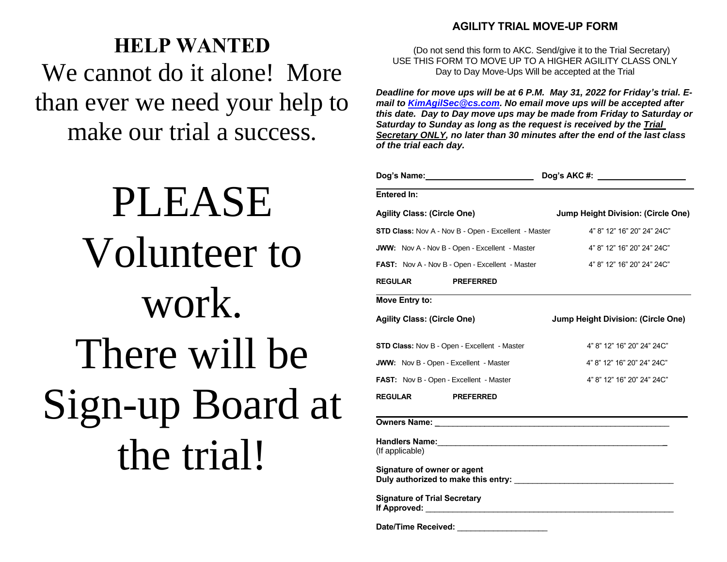# HELP WANTED

We cannot do it alone! More than ever we need your help to make our trial a success.

PLEASE Volunteer to work. There will be Sign-up Board at the trial!

## AGILITY TRIAL MOVE-UP FORM

(Do not send this form to AKC. Send/give it to the Trial Secretary)
USE THIS FORM TO MOVE UP TO A HIGHER AGILITY CLASS ONLY
Day to Day Move-Ups Will be accepted at the Trial

***Deadline for move ups will be at 6 P.M. May 31, 2022 for Friday's trial. E-mail to [KimAgilSec@cs.com](mailto:KimAgilSec@cs.com). No email move ups will be accepted after this date. Day to Day move ups may be made from Friday to Saturday or Saturday to Sunday as long as the request is received by the Trial Secretary ONLY, no later than 30 minutes after the end of the last class of the trial each day.***

**Dog's Name:** ______________________ **Dog's AKC #:** ___________________

**Entered In:**

| **Agility Class: (Circle One)** | **Jump Height Division: (Circle One)** |
|---|---|
| **STD Class:** Nov A - Nov B - Open - Excellent - Master | 4" 8" 12" 16" 20" 24" 24C" |
| **JWW:** Nov A - Nov B - Open - Excellent - Master | 4" 8" 12" 16" 20" 24" 24C" |
| **FAST:** Nov A - Nov B - Open - Excellent - Master | 4" 8" 12" 16" 20" 24" 24C" |
| **REGULAR** **PREFERRED** | |

**Move Entry to:**

| **Agility Class: (Circle One)** | **Jump Height Division: (Circle One)** |
|---|---|
| **STD Class:** Nov B - Open - Excellent - Master | 4" 8" 12" 16" 20" 24" 24C" |
| **JWW:** Nov B - Open - Excellent - Master | 4" 8" 12" 16" 20" 24" 24C" |
| **FAST:** Nov B - Open - Excellent - Master | 4" 8" 12" 16" 20" 24" 24C" |
| **REGULAR** **PREFERRED** | |

**Owners Name:** ____________________________________________________

**Handlers Name:**___________________________________________________
(If applicable)

**Signature of owner or agent**
**Duly authorized to make this entry:** ___________________________________

**Signature of Trial Secretary**
**If Approved:** _____________________________________________________

**Date/Time Received:** ____________________